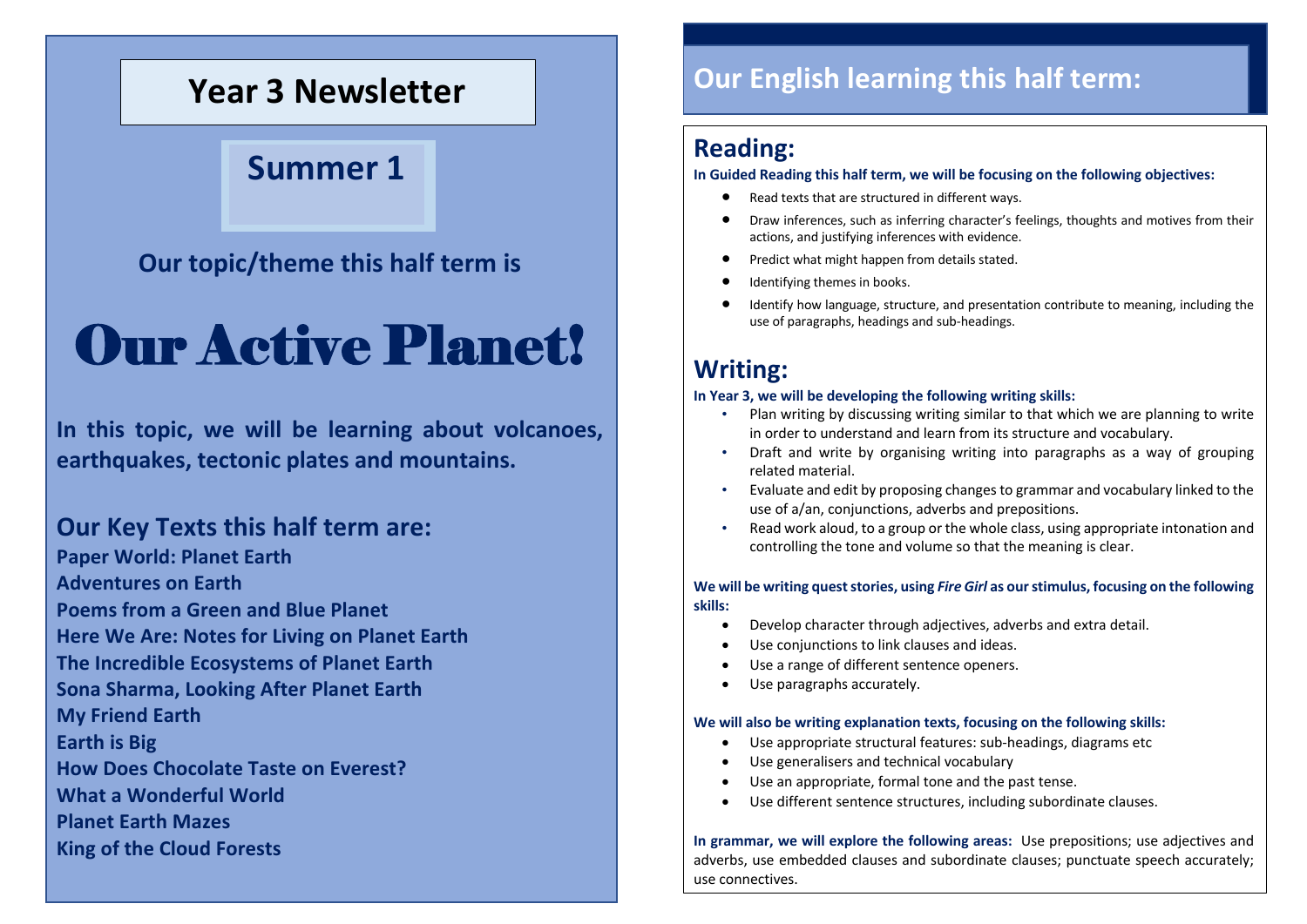# Year 3 Newsletter

## Summer 1

**Our topic/theme this half term is**

# Our Active Planet!

**In this topic, we will be learning about volcanoes, earthquakes, tectonic plates and mountains.**

## Our Key Texts this half term are:

**Paper World: Planet Earth**
**Adventures on Earth**
**Poems from a Green and Blue Planet**
**Here We Are: Notes for Living on Planet Earth**
**The Incredible Ecosystems of Planet Earth**
**Sona Sharma, Looking After Planet Earth**
**My Friend Earth**
**Earth is Big**
**How Does Chocolate Taste on Everest?**
**What a Wonderful World**
**Planet Earth Mazes**
**King of the Cloud Forests**

## Our English learning this half term:

### Reading:

**In Guided Reading this half term, we will be focusing on the following objectives:**

- Read texts that are structured in different ways.
- Draw inferences, such as inferring character's feelings, thoughts and motives from their actions, and justifying inferences with evidence.
- Predict what might happen from details stated.
- Identifying themes in books.
- Identify how language, structure, and presentation contribute to meaning, including the use of paragraphs, headings and sub-headings.

### Writing:

**In Year 3, we will be developing the following writing skills:**

- Plan writing by discussing writing similar to that which we are planning to write in order to understand and learn from its structure and vocabulary.
- Draft and write by organising writing into paragraphs as a way of grouping related material.
- Evaluate and edit by proposing changes to grammar and vocabulary linked to the use of a/an, conjunctions, adverbs and prepositions.
- Read work aloud, to a group or the whole class, using appropriate intonation and controlling the tone and volume so that the meaning is clear.

**We will be writing quest stories, using *Fire Girl* as our stimulus, focusing on the following skills:**

- Develop character through adjectives, adverbs and extra detail.
- Use conjunctions to link clauses and ideas.
- Use a range of different sentence openers.
- Use paragraphs accurately.

**We will also be writing explanation texts, focusing on the following skills:**

- Use appropriate structural features: sub-headings, diagrams etc
- Use generalisers and technical vocabulary
- Use an appropriate, formal tone and the past tense.
- Use different sentence structures, including subordinate clauses.

**In grammar, we will explore the following areas:** Use prepositions; use adjectives and adverbs, use embedded clauses and subordinate clauses; punctuate speech accurately; use connectives.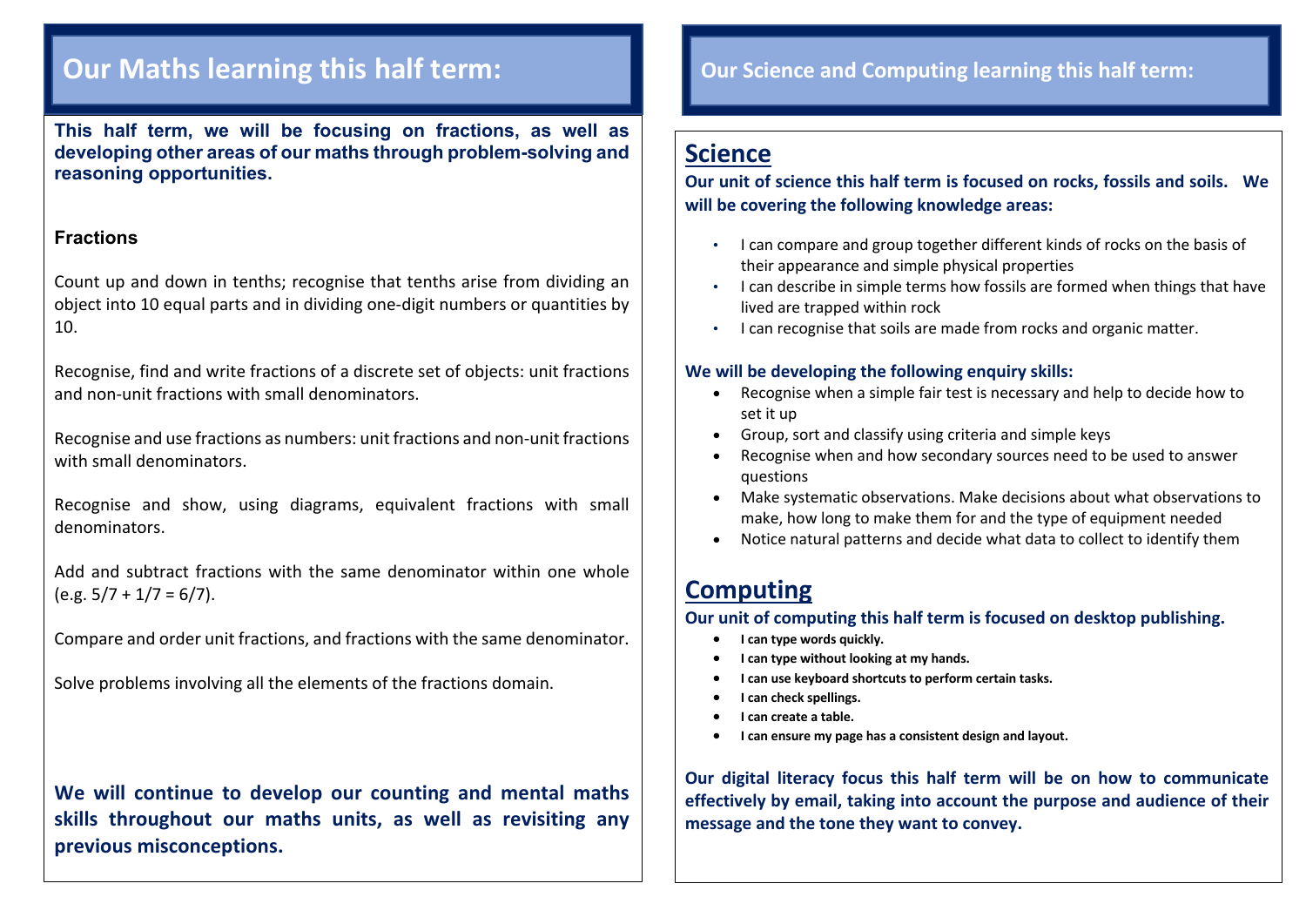# Our Maths learning this half term:

**This half term, we will be focusing on fractions, as well as developing other areas of our maths through problem-solving and reasoning opportunities.**

### Fractions

Count up and down in tenths; recognise that tenths arise from dividing an object into 10 equal parts and in dividing one-digit numbers or quantities by 10.

Recognise, find and write fractions of a discrete set of objects: unit fractions and non-unit fractions with small denominators.

Recognise and use fractions as numbers: unit fractions and non-unit fractions with small denominators.

Recognise and show, using diagrams, equivalent fractions with small denominators.

Add and subtract fractions with the same denominator within one whole (e.g. $5/7 + 1/7 = 6/7$).

Compare and order unit fractions, and fractions with the same denominator.

Solve problems involving all the elements of the fractions domain.

**We will continue to develop our counting and mental maths skills throughout our maths units, as well as revisiting any previous misconceptions.**

# Our Science and Computing learning this half term:

## Science

**Our unit of science this half term is focused on rocks, fossils and soils. We will be covering the following knowledge areas:**

- I can compare and group together different kinds of rocks on the basis of their appearance and simple physical properties
- I can describe in simple terms how fossils are formed when things that have lived are trapped within rock
- I can recognise that soils are made from rocks and organic matter.

**We will be developing the following enquiry skills:**

- Recognise when a simple fair test is necessary and help to decide how to set it up
- Group, sort and classify using criteria and simple keys
- Recognise when and how secondary sources need to be used to answer questions
- Make systematic observations. Make decisions about what observations to make, how long to make them for and the type of equipment needed
- Notice natural patterns and decide what data to collect to identify them

## Computing

**Our unit of computing this half term is focused on desktop publishing.**

- **I can type words quickly.**
- **I can type without looking at my hands.**
- **I can use keyboard shortcuts to perform certain tasks.**
- **I can check spellings.**
- **I can create a table.**
- **I can ensure my page has a consistent design and layout.**

**Our digital literacy focus this half term will be on how to communicate effectively by email, taking into account the purpose and audience of their message and the tone they want to convey.**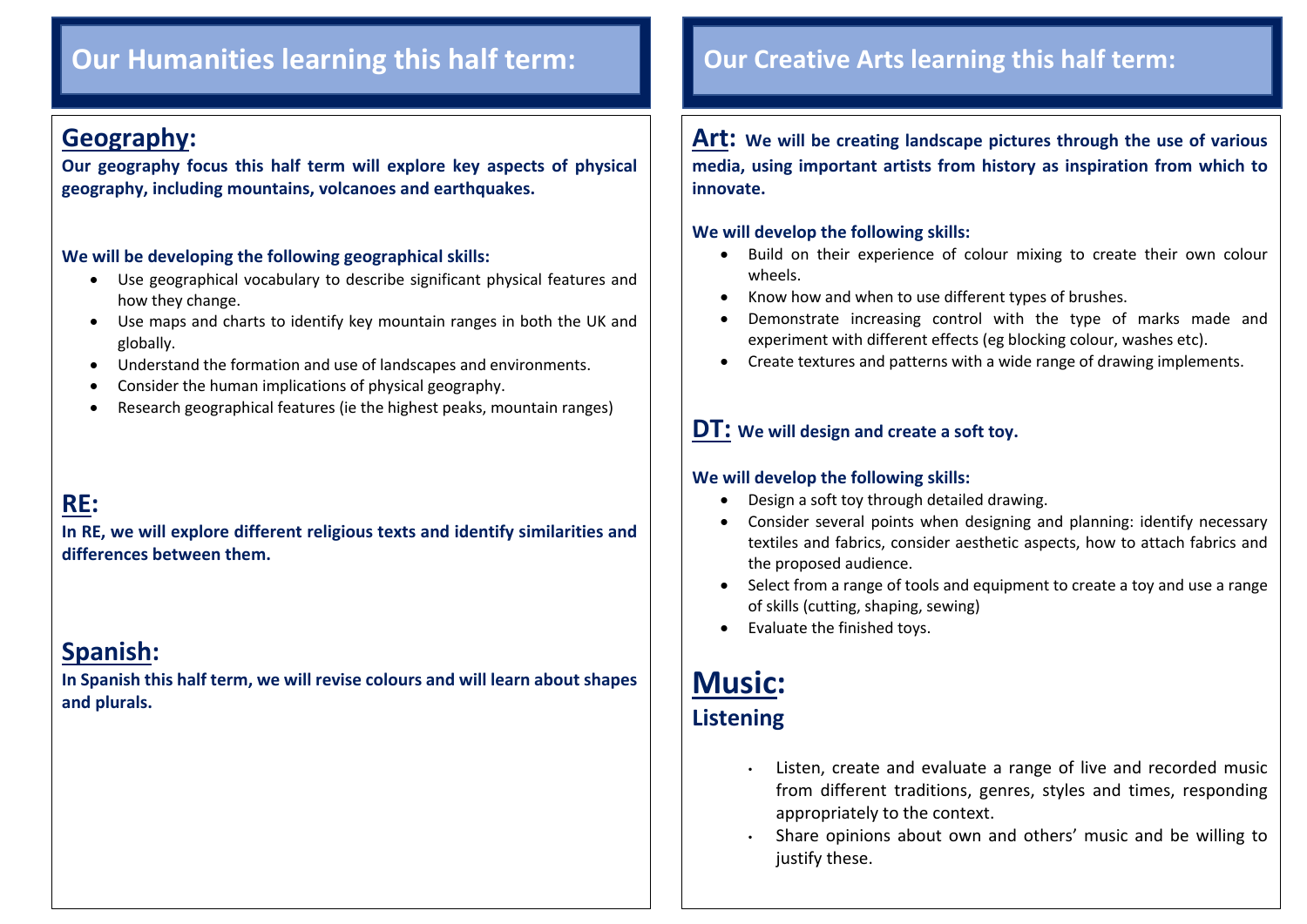# Our Humanities learning this half term:

## Geography:

**Our geography focus this half term will explore key aspects of physical geography, including mountains, volcanoes and earthquakes.**

**We will be developing the following geographical skills:**

- Use geographical vocabulary to describe significant physical features and how they change.
- Use maps and charts to identify key mountain ranges in both the UK and globally.
- Understand the formation and use of landscapes and environments.
- Consider the human implications of physical geography.
- Research geographical features (ie the highest peaks, mountain ranges)

## RE:

**In RE, we will explore different religious texts and identify similarities and differences between them.**

## Spanish:

**In Spanish this half term, we will revise colours and will learn about shapes and plurals.**

# Our Creative Arts learning this half term:

## Art:

**We will be creating landscape pictures through the use of various media, using important artists from history as inspiration from which to innovate.**

**We will develop the following skills:**

- Build on their experience of colour mixing to create their own colour wheels.
- Know how and when to use different types of brushes.
- Demonstrate increasing control with the type of marks made and experiment with different effects (eg blocking colour, washes etc).
- Create textures and patterns with a wide range of drawing implements.

## DT:

**We will design and create a soft toy.**

**We will develop the following skills:**

- Design a soft toy through detailed drawing.
- Consider several points when designing and planning: identify necessary textiles and fabrics, consider aesthetic aspects, how to attach fabrics and the proposed audience.
- Select from a range of tools and equipment to create a toy and use a range of skills (cutting, shaping, sewing)
- Evaluate the finished toys.

## Music:

### Listening

- Listen, create and evaluate a range of live and recorded music from different traditions, genres, styles and times, responding appropriately to the context.
- Share opinions about own and others' music and be willing to justify these.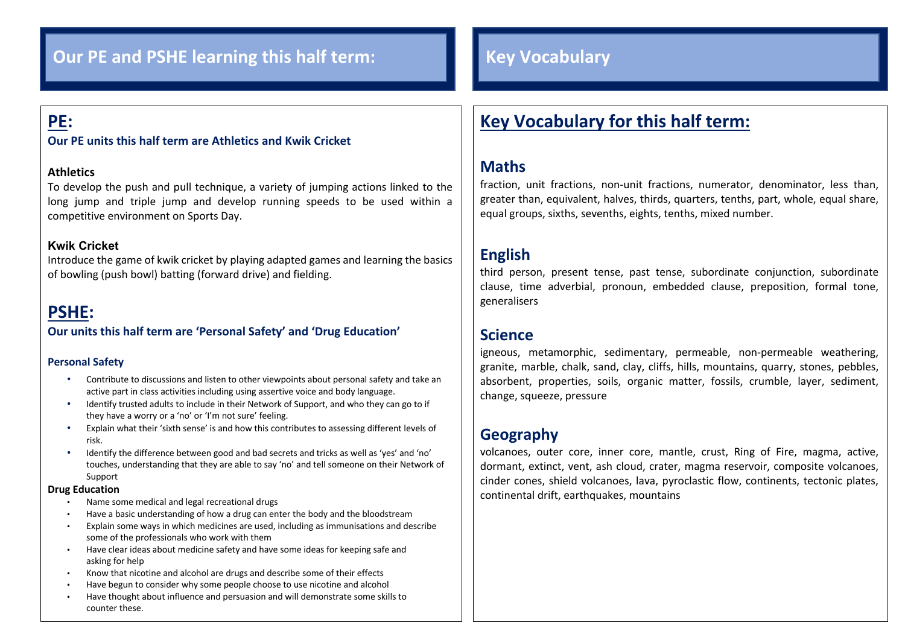## Our PE and PSHE learning this half term:

## PE:

**Our PE units this half term are Athletics and Kwik Cricket**

**Athletics**

To develop the push and pull technique, a variety of jumping actions linked to the long jump and triple jump and develop running speeds to be used within a competitive environment on Sports Day.

**Kwik Cricket**

Introduce the game of kwik cricket by playing adapted games and learning the basics of bowling (push bowl) batting (forward drive) and fielding.

## PSHE:

**Our units this half term are 'Personal Safety' and 'Drug Education'**

**Personal Safety**

- Contribute to discussions and listen to other viewpoints about personal safety and take an active part in class activities including using assertive voice and body language.
- Identify trusted adults to include in their Network of Support, and who they can go to if they have a worry or a 'no' or 'I'm not sure' feeling.
- Explain what their 'sixth sense' is and how this contributes to assessing different levels of risk.
- Identify the difference between good and bad secrets and tricks as well as 'yes' and 'no' touches, understanding that they are able to say 'no' and tell someone on their Network of Support

**Drug Education**

- Name some medical and legal recreational drugs
- Have a basic understanding of how a drug can enter the body and the bloodstream
- Explain some ways in which medicines are used, including as immunisations and describe some of the professionals who work with them
- Have clear ideas about medicine safety and have some ideas for keeping safe and asking for help
- Know that nicotine and alcohol are drugs and describe some of their effects
- Have begun to consider why some people choose to use nicotine and alcohol
- Have thought about influence and persuasion and will demonstrate some skills to counter these.

## Key Vocabulary

## Key Vocabulary for this half term:

### Maths

fraction, unit fractions, non-unit fractions, numerator, denominator, less than, greater than, equivalent, halves, thirds, quarters, tenths, part, whole, equal share, equal groups, sixths, sevenths, eights, tenths, mixed number.

### English

third person, present tense, past tense, subordinate conjunction, subordinate clause, time adverbial, pronoun, embedded clause, preposition, formal tone, generalisers

### Science

igneous, metamorphic, sedimentary, permeable, non-permeable weathering, granite, marble, chalk, sand, clay, cliffs, hills, mountains, quarry, stones, pebbles, absorbent, properties, soils, organic matter, fossils, crumble, layer, sediment, change, squeeze, pressure

### Geography

volcanoes, outer core, inner core, mantle, crust, Ring of Fire, magma, active, dormant, extinct, vent, ash cloud, crater, magma reservoir, composite volcanoes, cinder cones, shield volcanoes, lava, pyroclastic flow, continents, tectonic plates, continental drift, earthquakes, mountains